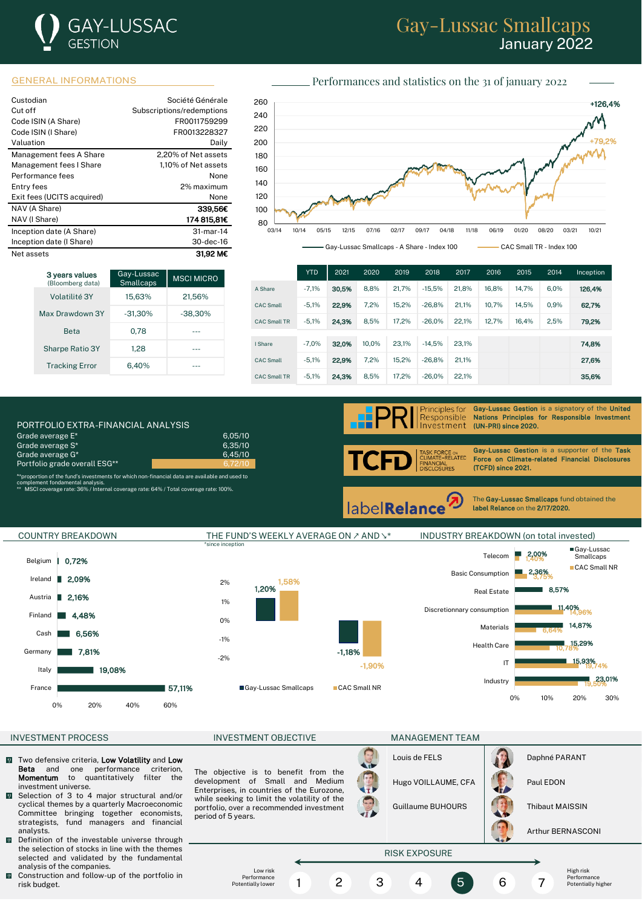# Gay-Lussac Smallcaps
## January 2022

GAY-LUSSAC GESTION

## GENERAL INFORMATIONS

| | |
|---|---|
| Custodian | Société Générale |
| Cut off | Subscriptions/redemptions |
| Code ISIN (A Share) | FR0011759299 |
| Code ISIN (I Share) | FR0013228327 |
| Valuation | Daily |
| Management fees A Share | 2,20% of Net assets |
| Management fees I Share | 1,10% of Net assets |
| Performance fees | None |
| Entry fees | 2% maximum |
| Exit fees (UCITS acquired) | None |
| NAV (A Share) | **339,56€** |
| NAV (I Share) | **174 815,81€** |
| Inception date (A Share) | 31-mar-14 |
| Inception date (I Share) | 30-dec-16 |
| Net assets | **31,92 M€** |

| 3 years values (Bloomberg data) | Gay-Lussac Smallcaps | MSCI MICRO |
|---|---|---|
| Volatilité 3Y | 15,63% | 21,56% |
| Max Drawdown 3Y | -31,30% | -38,30% |
| Beta | 0,78 | --- |
| Sharpe Ratio 3Y | 1,28 | --- |
| Tracking Error | 6,40% | --- |

## Performances and statistics on the 31 of january 2022

Gay-Lussac Smallcaps - A Share - Index 100: +126,4%
CAC Small TR - Index 100: +79,2%

| | YTD | 2021 | 2020 | 2019 | 2018 | 2017 | 2016 | 2015 | 2014 | Inception |
|---|---|---|---|---|---|---|---|---|---|---|
| A Share | -7,1% | **30,5%** | 8,8% | 21,7% | -15,5% | 21,8% | 16,8% | 14,7% | 6,0% | **126,4%** |
| CAC Small | -5,1% | **22,9%** | 7,2% | 15,2% | -26,8% | 21,1% | 10,7% | 14,5% | 0,9% | **62,7%** |
| CAC Small TR | -5,1% | **24,3%** | 8,5% | 17,2% | -26,0% | 22,1% | 12,7% | 16,4% | 2,5% | **79,2%** |
| I Share | -7,0% | **32,0%** | 10,0% | 23,1% | -14,5% | 23,1% | | | | **74,8%** |
| CAC Small | -5,1% | **22,9%** | 7,2% | 15,2% | -26,8% | 21,1% | | | | **27,6%** |
| CAC Small TR | -5,1% | **24,3%** | 8,5% | 17,2% | -26,0% | 22,1% | | | | **35,6%** |

## PORTFOLIO EXTRA-FINANCIAL ANALYSIS

| | |
|---|---|
| Grade average E* | 6,05/10 |
| Grade average S* | 6,35/10 |
| Grade average G* | 6,45/10 |
| Portfolio grade overall ESG** | 6,72/10 |

*proportion of the fund's investments for which non-financial data are available and used to complement fondamental analysis.
** MSCI coverage rate: 36% / Internal coverage rate: 64% / Total coverage rate: 100%.

**Gay-Lussac Gestion** is a signatory of the **United Nations Principles for Responsible Investment (UN-PRI) since 2020.**

**Gay-Lussac Gestion** is a supporter of the **Task Force on Climate-related Financial Disclosures (TCFD) since 2021.**

The **Gay-Lussac Smallcaps** fund obtained the **label Relance** on the **2/17/2020.**

## COUNTRY BREAKDOWN

| Country | Weight |
|---|---|
| Belgium | 0,72% |
| Ireland | 2,09% |
| Austria | 2,16% |
| Finland | 4,48% |
| Cash | 6,56% |
| Germany | 7,81% |
| Italy | 19,08% |
| France | 57,11% |

## THE FUND'S WEEKLY AVERAGE ON ↗ AND ↘*

*since inception

| | Gay-Lussac Smallcaps | CAC Small NR |
|---|---|---|
| ↗ | 1,20% | 1,58% |
| ↘ | -1,18% | -1,90% |

## INDUSTRY BREAKDOWN (on total invested)

| Industry | Gay-Lussac Smallcaps | CAC Small NR |
|---|---|---|
| Telecom | 2,00% | 1,40% |
| Basic Consumption | 2,36% | 3,75% |
| Real Estate | 8,57% | |
| Discretionnary consumption | 11,40% | 14,96% |
| Materials | 14,87% | 6,64% |
| Health Care | 15,29% | 10,78% |
| IT | 15,93% | 19,74% |
| Industry | 23,01% | 19,50% |

## INVESTMENT PROCESS

- Two defensive criteria, **Low Volatility** and **Low Beta** and one performance criterion, **Momentum** to quantitatively filter the investment universe.
- Selection of 3 to 4 major structural and/or cyclical themes by a quarterly Macroeconomic Committee bringing together economists, strategists, fund managers and financial analysts.
- Definition of the investable universe through the selection of stocks in line with the themes selected and validated by the fundamental analysis of the companies.
- Construction and follow-up of the portfolio in risk budget.

## INVESTMENT OBJECTIVE

The objective is to benefit from the development of Small and Medium Enterprises, in countries of the Eurozone, while seeking to limit the volatility of the portfolio, over a recommended investment period of 5 years.

## MANAGEMENT TEAM

- Louis de FELS
- Hugo VOILLAUME, CFA
- Guillaume BUHOURS
- Daphné PARANT
- Paul EDON
- Thibaut MAISSIN
- Arthur BERNASCONI

## RISK EXPOSURE

Low risk / Performance Potentially lower — 1 2 3 4 **5** 6 7 — High risk / Performance Potentially higher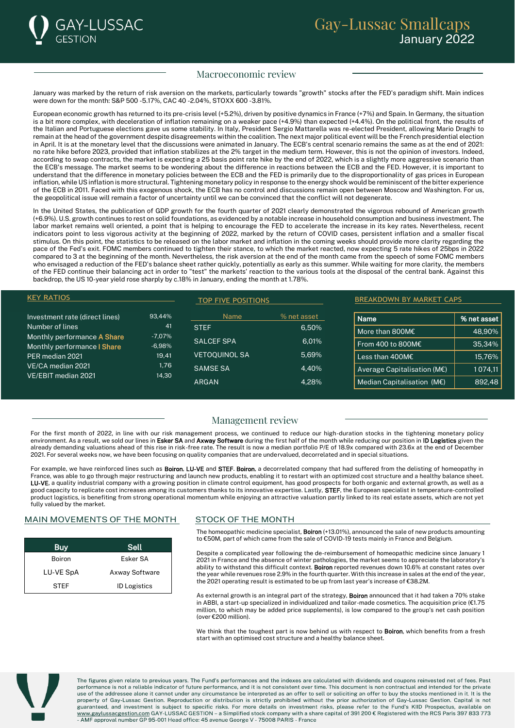# Gay-Lussac Smallcaps
January 2022

## Macroeconomic review

January was marked by the return of risk aversion on the markets, particularly towards "growth" stocks after the FED's paradigm shift. Main indices were down for the month: S&P 500 -5.17%, CAC 40 -2.04%, STOXX 600 -3.81%.

European economic growth has returned to its pre-crisis level (+5.2%), driven by positive dynamics in France (+7%) and Spain. In Germany, the situation is a bit more complex, with deceleration of inflation remaining on a weaker pace (+4.9%) than expected (+4.4%). On the political front, the results of the Italian and Portuguese elections gave us some stability. In Italy, President Sergio Mattarella was re-elected President, allowing Mario Draghi to remain at the head of the government despite disagreements within the coalition. The next major political event will be the French presidential election in April. It is at the monetary level that the discussions were animated in January. The ECB's central scenario remains the same as at the end of 2021: no rate hike before 2023, provided that inflation stabilizes at the 2% target in the medium term. However, this is not the opinion of investors. Indeed, according to swap contracts, the market is expecting a 25 basis point rate hike by the end of 2022, which is a slightly more aggressive scenario than the ECB's message. The market seems to be wondering about the difference in reactions between the ECB and the FED. However, it is important to understand that the difference in monetary policies between the ECB and the FED is primarily due to the disproportionality of gas prices in European inflation, while US inflation is more structural. Tightening monetary policy in response to the energy shock would be reminiscent of the bitter experience of the ECB in 2011. Faced with this exogenous shock, the ECB has no control and discussions remain open between Moscow and Washington. For us, the geopolitical issue will remain a factor of uncertainty until we can be convinced that the conflict will not degenerate.

In the United States, the publication of GDP growth for the fourth quarter of 2021 clearly demonstrated the vigorous rebound of American growth (+6.9%). U.S. growth continues to rest on solid foundations, as evidenced by a notable increase in household consumption and business investment. The labor market remains well oriented, a point that is helping to encourage the FED to accelerate the increase in its key rates. Nevertheless, recent indicators point to less vigorous activity at the beginning of 2022, marked by the return of COVID cases, persistent inflation and a smaller fiscal stimulus. On this point, the statistics to be released on the labor market and inflation in the coming weeks should provide more clarity regarding the pace of the Fed's exit. FOMC members continued to tighten their stance, to which the market reacted, now expecting 5 rate hikes of 25bps in 2022 compared to 3 at the beginning of the month. Nevertheless, the risk aversion at the end of the month came from the speech of some FOMC members who envisaged a reduction of the FED's balance sheet rather quickly, potentially as early as this summer. While waiting for more clarity, the members of the FED continue their balancing act in order to "test" the markets' reaction to the various tools at the disposal of the central bank. Against this backdrop, the US 10-year yield rose sharply by c.18% in January, ending the month at 1.78%.

### KEY RATIOS

| | |
|---|---|
| Investment rate (direct lines) | 93,44% |
| Number of lines | 41 |
| Monthly performance A Share | -7,07% |
| Monthly performance I Share | -6,98% |
| PER median 2021 | 19,41 |
| VE/CA median 2021 | 1,76 |
| VE/EBIT median 2021 | 14,30 |

### TOP FIVE POSITIONS

| Name | % net asset |
|---|---|
| STEF | 6,50% |
| SALCEF SPA | 6,01% |
| VETOQUINOL SA | 5,69% |
| SAMSE SA | 4,40% |
| ARGAN | 4,28% |

### BREAKDOWN BY MARKET CAPS

| Name | % net asset |
|---|---|
| More than 800M€ | 48,90% |
| From 400 to 800M€ | 35,34% |
| Less than 400M€ | 15,76% |
| Average Capitalisation (M€) | 1 074,11 |
| Median Capitalisation (M€) | 892,48 |

## Management review

For the first month of 2022, in line with our risk management process, we continued to reduce our high-duration stocks in the tightening monetary policy environment. As a result, we sold our lines in **Esker SA** and **Axway Software** during the first half of the month while reducing our position in **ID Logistics** given the already demanding valuations ahead of this rise in risk-free rate. The result is now a median portfolio P/E of 18.9x compared with 23.6x at the end of December 2021. For several weeks now, we have been focusing on quality companies that are undervalued, decorrelated and in special situations.

For example, we have reinforced lines such as **Boiron**, **LU-VE** and **STEF**. **Boiron**, a decorrelated company that had suffered from the delisting of homeopathy in France, was able to go through major restructuring and launch new products, enabling it to restart with an optimized cost structure and a healthy balance sheet. **LU-VE**, a quality industrial company with a growing position in climate control equipment, has good prospects for both organic and external growth, as well as a good capacity to replicate cost increases among its customers thanks to its innovative expertise. Lastly, **STEF**, the European specialist in temperature-controlled product logistics, is benefiting from strong operational momentum while enjoying an attractive valuation partly linked to its real estate assets, which are not yet fully valued by the market.

### MAIN MOVEMENTS OF THE MONTH

| Buy | Sell |
|---|---|
| Boiron | Esker SA |
| LU-VE SpA | Axway Software |
| STEF | ID Logistics |

### STOCK OF THE MONTH

The homeopathic medicine specialist, **Boiron** (+13.01%), announced the sale of new products amounting to €50M, part of which came from the sale of COVID-19 tests mainly in France and Belgium.

Despite a complicated year following the de-reimbursement of homeopathic medicine since January 1 2021 in France and the absence of winter pathologies, the market seems to appreciate the laboratory's ability to withstand this difficult context. **Boiron** reported revenues down 10.6% at constant rates over the year while revenues rose 2.9% in the fourth quarter. With this increase in sales at the end of the year, the 2021 operating result is estimated to be up from last year's increase of €38.2M.

As external growth is an integral part of the strategy, **Boiron** announced that it had taken a 70% stake in ABBI, a start-up specialized in individualized and tailor-made cosmetics. The acquisition price (€1.75 million, to which may be added price supplements), is low compared to the group's net cash position (over €200 million).

We think that the toughest part is now behind us with respect to **Boiron**, which benefits from a fresh start with an optimised cost structure and a healthy balance sheet.

The figures given relate to previous years. The Fund's performances and the indexes are calculated with dividends and coupons reinvested net of fees. Past performance is not a reliable indicator of future performance, and it is not consistent over time. This document is non contractual and intended for the private use of the addressee alone it cannot under any circumstance be interpreted as an offer to sell or soliciting an offer to buy the stocks mentioned in it. It is the property of Gay-Lussac Gestion. Reproduction or distribution is strictly prohibited without the prior authorization of Gay-Lussac Gestion. Capital is not guaranteed, and investment is subject to specific risks. For more details on investment risks, please refer to the Fund's KIID Prospectus, available on www.gaylussacgestion.com GAY-LUSSAC GESTION – a Simplified stock company with a share capital of 391 200 € Registered with the RCS Paris 397 833 773 - AMF approval number GP 95-001 Head office: 45 avenue George V - 75008 PARIS - France